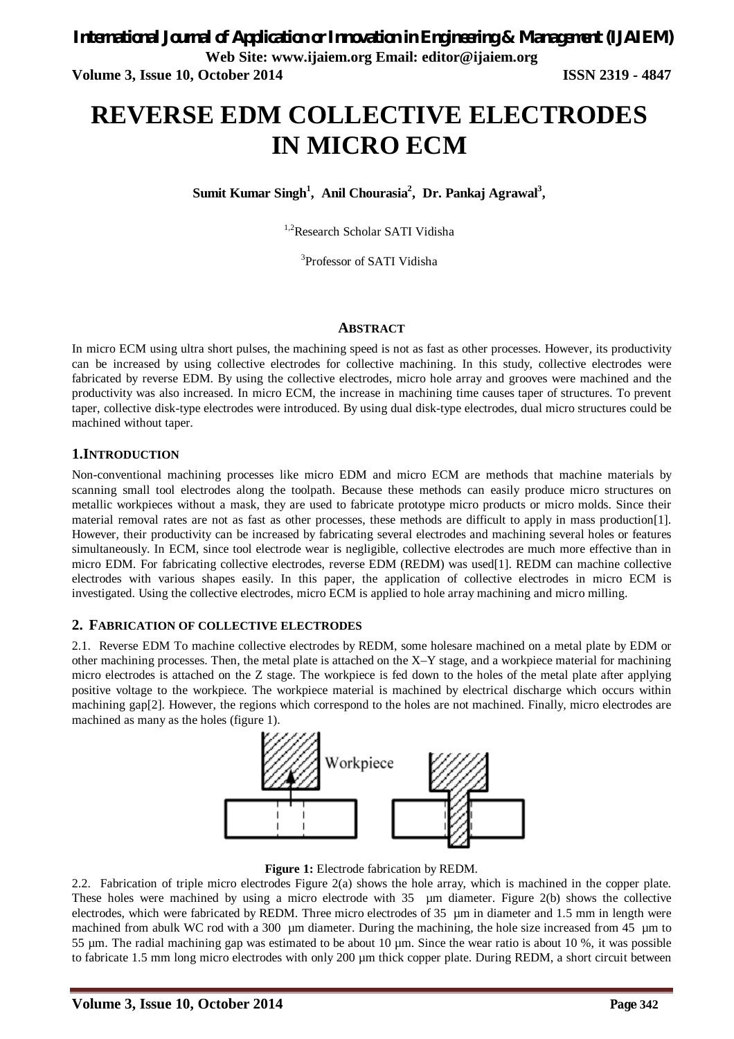# REVERSE EDM COLLECTIVE ELECTRODES IN MICRO ECM

**Sumit Kumar Singh[1], Anil Chourasia[2], Dr. Pankaj Agrawal[3],**

[1,2]Research Scholar SATI Vidisha

[3]Professor of SATI Vidisha

## ABSTRACT

In micro ECM using ultra short pulses, the machining speed is not as fast as other processes. However, its productivity can be increased by using collective electrodes for collective machining. In this study, collective electrodes were fabricated by reverse EDM. By using the collective electrodes, micro hole array and grooves were machined and the productivity was also increased. In micro ECM, the increase in machining time causes taper of structures. To prevent taper, collective disk-type electrodes were introduced. By using dual disk-type electrodes, dual micro structures could be machined without taper.

## 1. INTRODUCTION

Non-conventional machining processes like micro EDM and micro ECM are methods that machine materials by scanning small tool electrodes along the toolpath. Because these methods can easily produce micro structures on metallic workpieces without a mask, they are used to fabricate prototype micro products or micro molds. Since their material removal rates are not as fast as other processes, these methods are difficult to apply in mass production[1]. However, their productivity can be increased by fabricating several electrodes and machining several holes or features simultaneously. In ECM, since tool electrode wear is negligible, collective electrodes are much more effective than in micro EDM. For fabricating collective electrodes, reverse EDM (REDM) was used[1]. REDM can machine collective electrodes with various shapes easily. In this paper, the application of collective electrodes in micro ECM is investigated. Using the collective electrodes, micro ECM is applied to hole array machining and micro milling.

## 2. FABRICATION OF COLLECTIVE ELECTRODES

2.1. Reverse EDM To machine collective electrodes by REDM, some holesare machined on a metal plate by EDM or other machining processes. Then, the metal plate is attached on the X–Y stage, and a workpiece material for machining micro electrodes is attached on the Z stage. The workpiece is fed down to the holes of the metal plate after applying positive voltage to the workpiece. The workpiece material is machined by electrical discharge which occurs within machining gap[2]. However, the regions which correspond to the holes are not machined. Finally, micro electrodes are machined as many as the holes (figure 1).

**Figure 1:** Electrode fabrication by REDM.

2.2. Fabrication of triple micro electrodes Figure 2(a) shows the hole array, which is machined in the copper plate. These holes were machined by using a micro electrode with 35 µm diameter. Figure 2(b) shows the collective electrodes, which were fabricated by REDM. Three micro electrodes of 35 µm in diameter and 1.5 mm in length were machined from abulk WC rod with a 300 µm diameter. During the machining, the hole size increased from 45 µm to 55 µm. The radial machining gap was estimated to be about 10 µm. Since the wear ratio is about 10 %, it was possible to fabricate 1.5 mm long micro electrodes with only 200 µm thick copper plate. During REDM, a short circuit between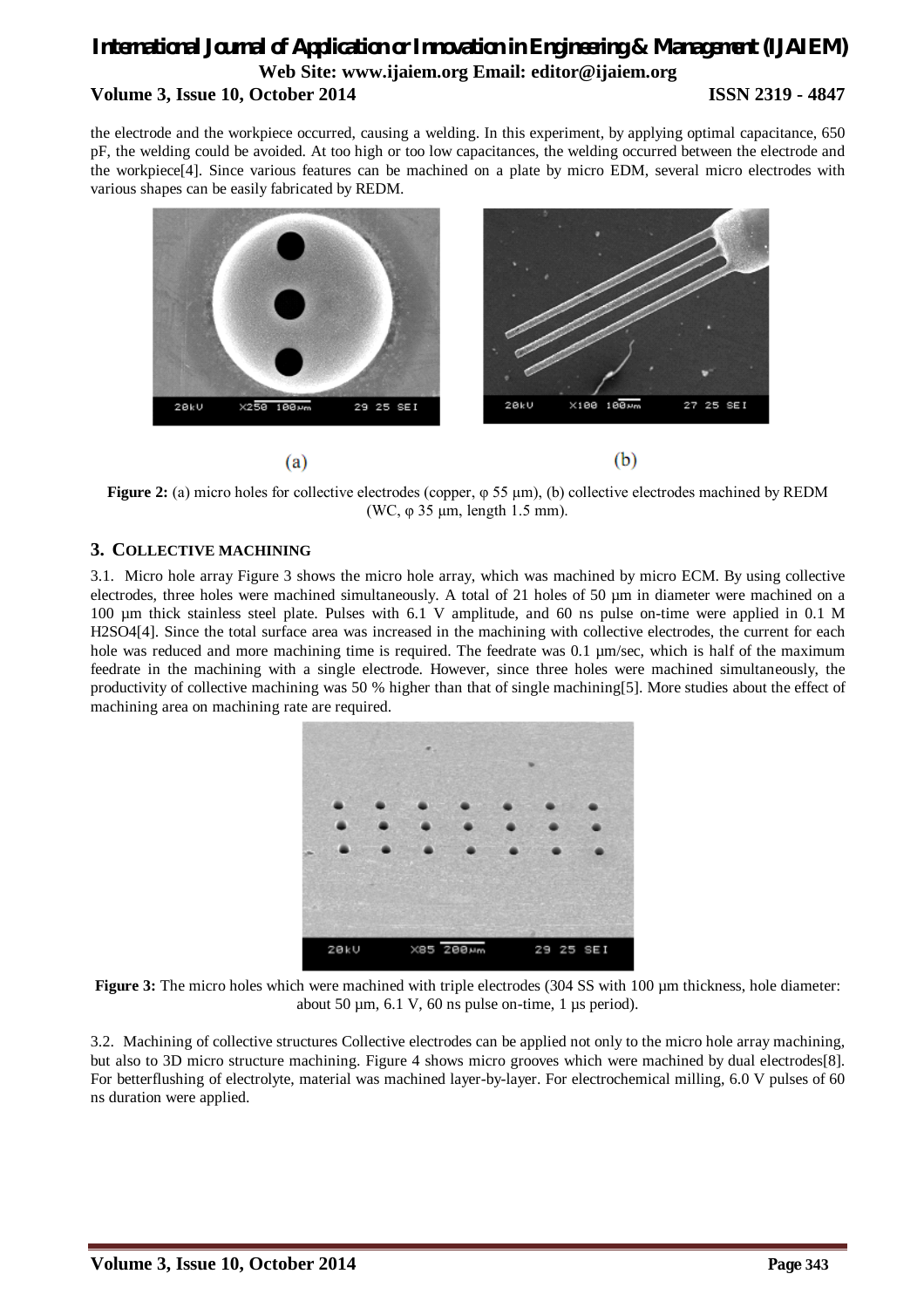the electrode and the workpiece occurred, causing a welding. In this experiment, by applying optimal capacitance, 650 pF, the welding could be avoided. At too high or too low capacitances, the welding occurred between the electrode and the workpiece[4]. Since various features can be machined on a plate by micro EDM, several micro electrodes with various shapes can be easily fabricated by REDM.

(a)

(b)

**Figure 2:** (a) micro holes for collective electrodes (copper, φ 55 µm), (b) collective electrodes machined by REDM (WC, φ 35 µm, length 1.5 mm).

## 3. COLLECTIVE MACHINING

3.1. Micro hole array Figure 3 shows the micro hole array, which was machined by micro ECM. By using collective electrodes, three holes were machined simultaneously. A total of 21 holes of 50 µm in diameter were machined on a 100 µm thick stainless steel plate. Pulses with 6.1 V amplitude, and 60 ns pulse on-time were applied in 0.1 M $H_2SO_4$[4]. Since the total surface area was increased in the machining with collective electrodes, the current for each hole was reduced and more machining time is required. The feedrate was 0.1 µm/sec, which is half of the maximum feedrate in the machining with a single electrode. However, since three holes were machined simultaneously, the productivity of collective machining was 50 % higher than that of single machining[5]. More studies about the effect of machining area on machining rate are required.

**Figure 3:** The micro holes which were machined with triple electrodes (304 SS with 100 µm thickness, hole diameter: about 50 µm, 6.1 V, 60 ns pulse on-time, 1 µs period).

3.2. Machining of collective structures Collective electrodes can be applied not only to the micro hole array machining, but also to 3D micro structure machining. Figure 4 shows micro grooves which were machined by dual electrodes[8]. For betterflushing of electrolyte, material was machined layer-by-layer. For electrochemical milling, 6.0 V pulses of 60 ns duration were applied.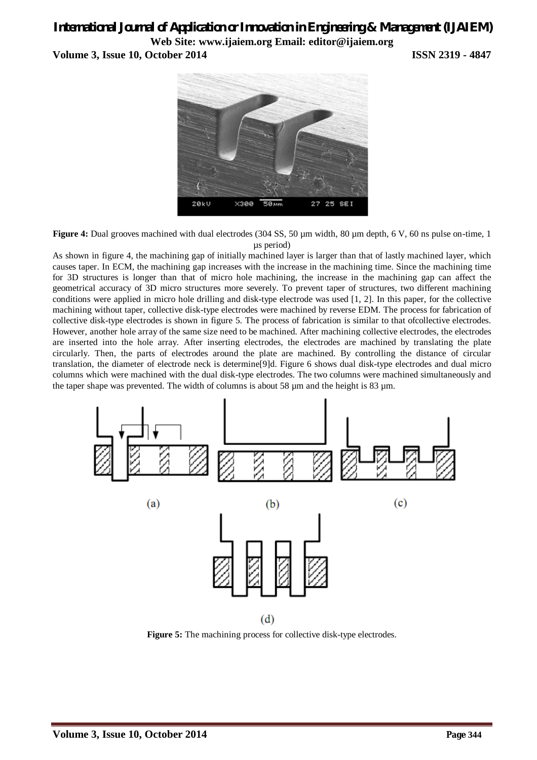**Figure 4:** Dual grooves machined with dual electrodes (304 SS, 50 μm width, 80 μm depth, 6 V, 60 ns pulse on-time, 1 μs period)

As shown in figure 4, the machining gap of initially machined layer is larger than that of lastly machined layer, which causes taper. In ECM, the machining gap increases with the increase in the machining time. Since the machining time for 3D structures is longer than that of micro hole machining, the increase in the machining gap can affect the geometrical accuracy of 3D micro structures more severely. To prevent taper of structures, two different machining conditions were applied in micro hole drilling and disk-type electrode was used [1, 2]. In this paper, for the collective machining without taper, collective disk-type electrodes were machined by reverse EDM. The process for fabrication of collective disk-type electrodes is shown in figure 5. The process of fabrication is similar to that ofcollective electrodes. However, another hole array of the same size need to be machined. After machining collective electrodes, the electrodes are inserted into the hole array. After inserting electrodes, the electrodes are machined by translating the plate circularly. Then, the parts of electrodes around the plate are machined. By controlling the distance of circular translation, the diameter of electrode neck is determine[9]d. Figure 6 shows dual disk-type electrodes and dual micro columns which were machined with the dual disk-type electrodes. The two columns were machined simultaneously and the taper shape was prevented. The width of columns is about 58 μm and the height is 83 μm.

**Figure 5:** The machining process for collective disk-type electrodes.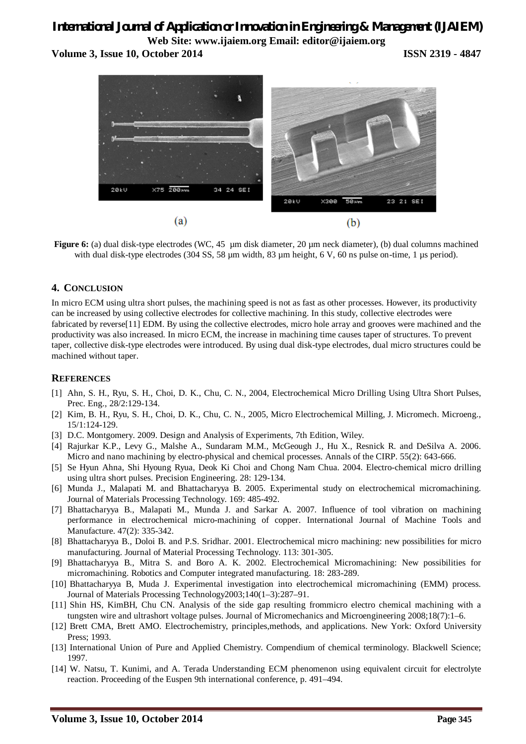**Figure 6:** (a) dual disk-type electrodes (WC, 45 µm disk diameter, 20 µm neck diameter), (b) dual columns machined with dual disk-type electrodes (304 SS, 58 µm width, 83 µm height, 6 V, 60 ns pulse on-time, 1 µs period).

## 4. CONCLUSION

In micro ECM using ultra short pulses, the machining speed is not as fast as other processes. However, its productivity can be increased by using collective electrodes for collective machining. In this study, collective electrodes were fabricated by reverse[11] EDM. By using the collective electrodes, micro hole array and grooves were machined and the productivity was also increased. In micro ECM, the increase in machining time causes taper of structures. To prevent taper, collective disk-type electrodes were introduced. By using dual disk-type electrodes, dual micro structures could be machined without taper.

## REFERENCES

[1] Ahn, S. H., Ryu, S. H., Choi, D. K., Chu, C. N., 2004, Electrochemical Micro Drilling Using Ultra Short Pulses, Prec. Eng., 28/2:129-134.

[2] Kim, B. H., Ryu, S. H., Choi, D. K., Chu, C. N., 2005, Micro Electrochemical Milling, J. Micromech. Microeng., 15/1:124-129.

[3] D.C. Montgomery. 2009. Design and Analysis of Experiments, 7th Edition, Wiley.

[4] Rajurkar K.P., Levy G., Malshe A., Sundaram M.M., McGeough J., Hu X., Resnick R. and DeSilva A. 2006. Micro and nano machining by electro-physical and chemical processes. Annals of the CIRP. 55(2): 643-666.

[5] Se Hyun Ahna, Shi Hyoung Ryua, Deok Ki Choi and Chong Nam Chua. 2004. Electro-chemical micro drilling using ultra short pulses. Precision Engineering. 28: 129-134.

[6] Munda J., Malapati M. and Bhattacharyya B. 2005. Experimental study on electrochemical micromachining. Journal of Materials Processing Technology. 169: 485-492.

[7] Bhattacharyya B., Malapati M., Munda J. and Sarkar A. 2007. Influence of tool vibration on machining performance in electrochemical micro-machining of copper. International Journal of Machine Tools and Manufacture. 47(2): 335-342.

[8] Bhattacharyya B., Doloi B. and P.S. Sridhar. 2001. Electrochemical micro machining: new possibilities for micro manufacturing. Journal of Material Processing Technology. 113: 301-305.

[9] Bhattacharyya B., Mitra S. and Boro A. K. 2002. Electrochemical Micromachining: New possibilities for micromachining. Robotics and Computer integrated manufacturing. 18: 283-289.

[10] Bhattacharyya B, Muda J. Experimental investigation into electrochemical micromachining (EMM) process. Journal of Materials Processing Technology2003;140(1–3):287–91.

[11] Shin HS, KimBH, Chu CN. Analysis of the side gap resulting frommicro electro chemical machining with a tungsten wire and ultrashort voltage pulses. Journal of Micromechanics and Microengineering 2008;18(7):1–6.

[12] Brett CMA, Brett AMO. Electrochemistry, principles,methods, and applications. New York: Oxford University Press; 1993.

[13] International Union of Pure and Applied Chemistry. Compendium of chemical terminology. Blackwell Science; 1997.

[14] W. Natsu, T. Kunimi, and A. Terada Understanding ECM phenomenon using equivalent circuit for electrolyte reaction. Proceeding of the Euspen 9th international conference, p. 491–494.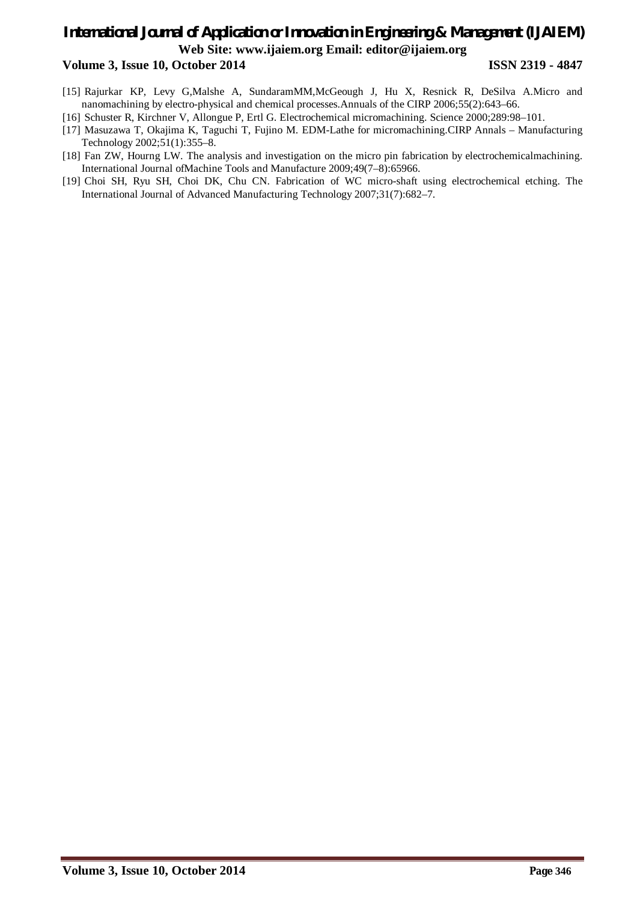[15] Rajurkar KP, Levy G,Malshe A, SundaramMM,McGeough J, Hu X, Resnick R, DeSilva A.Micro and nanomachining by electro-physical and chemical processes.Annuals of the CIRP 2006;55(2):643–66.

[16] Schuster R, Kirchner V, Allongue P, Ertl G. Electrochemical micromachining. Science 2000;289:98–101.

[17] Masuzawa T, Okajima K, Taguchi T, Fujino M. EDM-Lathe for micromachining.CIRP Annals – Manufacturing Technology 2002;51(1):355–8.

[18] Fan ZW, Hourng LW. The analysis and investigation on the micro pin fabrication by electrochemicalmachining. International Journal ofMachine Tools and Manufacture 2009;49(7–8):65966.

[19] Choi SH, Ryu SH, Choi DK, Chu CN. Fabrication of WC micro-shaft using electrochemical etching. The International Journal of Advanced Manufacturing Technology 2007;31(7):682–7.